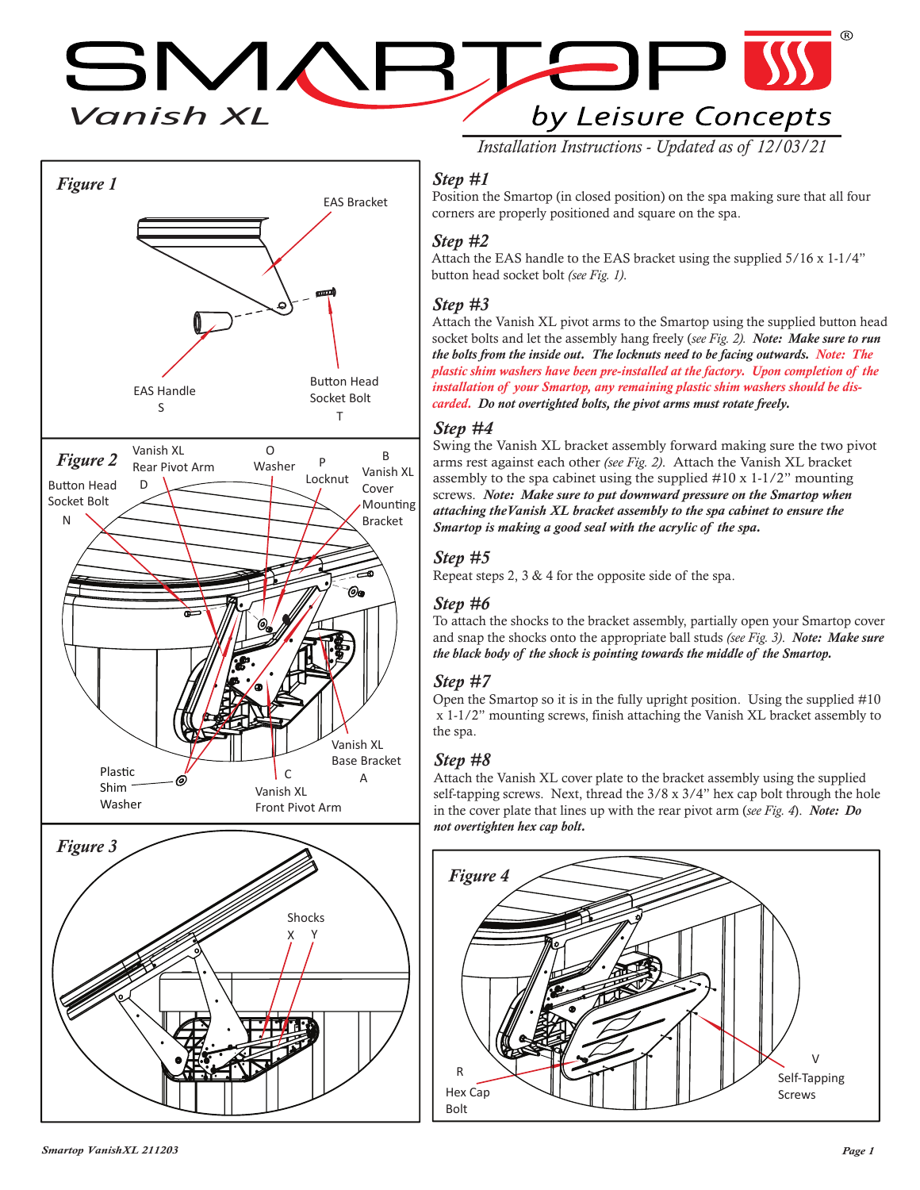# SMARTOP Vanish XL

## by Leisure Concepts

*Installation Instructions - Updated as of 12/03/21*

### Figure 1

EAS Bracket

EAS Handle
S

Button Head Socket Bolt
T

### Figure 2

Button Head Socket Bolt
N

Vanish XL Rear Pivot Arm
D

O
Washer

P
Locknut

B
Vanish XL Cover Mounting Bracket

Vanish XL Base Bracket
A

Plastic Shim Washer

C
Vanish XL Front Pivot Arm

### Figure 3

Shocks
X Y

### *Step #1*

Position the Smartop (in closed position) on the spa making sure that all four corners are properly positioned and square on the spa.

### *Step #2*

Attach the EAS handle to the EAS bracket using the supplied 5/16 x 1-1/4" button head socket bolt *(see Fig. 1)*.

### *Step #3*

Attach the Vanish XL pivot arms to the Smartop using the supplied button head socket bolts and let the assembly hang freely (*see Fig. 2)*. ***Note: Make sure to run the bolts from the inside out. The locknuts need to be facing outwards.*** ***Note: The plastic shim washers have been pre-installed at the factory. Upon completion of the installation of your Smartop, any remaining plastic shim washers should be discarded.*** ***Do not overtighted bolts, the pivot arms must rotate freely.***

### *Step #4*

Swing the Vanish XL bracket assembly forward making sure the two pivot arms rest against each other *(see Fig. 2)*. Attach the Vanish XL bracket assembly to the spa cabinet using the supplied #10 x 1-1/2" mounting screws. ***Note: Make sure to put downward pressure on the Smartop when attaching theVanish XL bracket assembly to the spa cabinet to ensure the Smartop is making a good seal with the acrylic of the spa.***

### *Step #5*

Repeat steps 2, 3 & 4 for the opposite side of the spa.

### *Step #6*

To attach the shocks to the bracket assembly, partially open your Smartop cover and snap the shocks onto the appropriate ball studs *(see Fig. 3)*. ***Note: Make sure the black body of the shock is pointing towards the middle of the Smartop.***

### *Step #7*

Open the Smartop so it is in the fully upright position. Using the supplied #10 x 1-1/2" mounting screws, finish attaching the Vanish XL bracket assembly to the spa.

### *Step #8*

Attach the Vanish XL cover plate to the bracket assembly using the supplied self-tapping screws. Next, thread the 3/8 x 3/4" hex cap bolt through the hole in the cover plate that lines up with the rear pivot arm (*see Fig. 4*). ***Note: Do not overtighten hex cap bolt.***

### Figure 4

R
Hex Cap Bolt

V
Self-Tapping Screws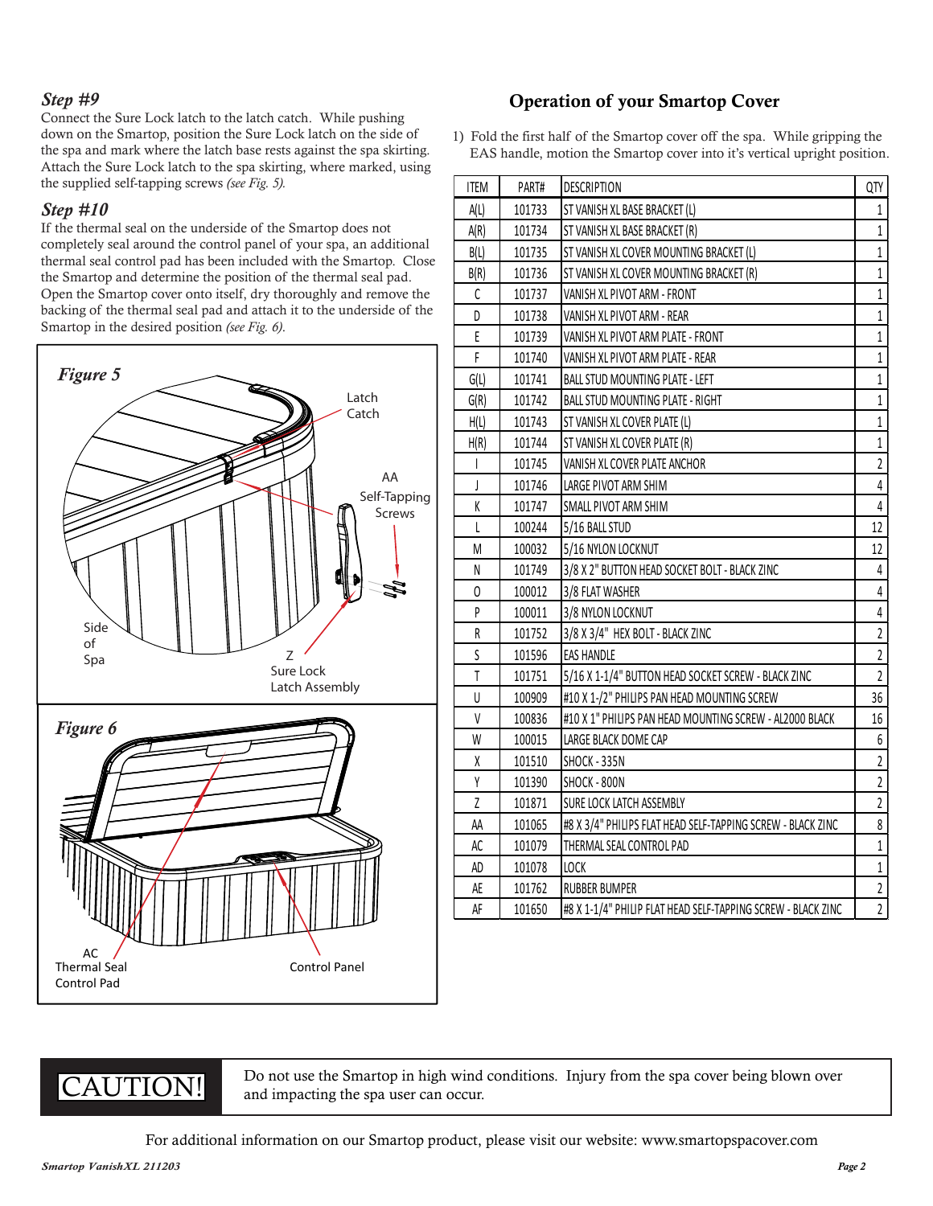### *Step #9*

Connect the Sure Lock latch to the latch catch. While pushing down on the Smartop, position the Sure Lock latch on the side of the spa and mark where the latch base rests against the spa skirting. Attach the Sure Lock latch to the spa skirting, where marked, using the supplied self-tapping screws *(see Fig. 5)*.

### *Step #10*

If the thermal seal on the underside of the Smartop does not completely seal around the control panel of your spa, an additional thermal seal control pad has been included with the Smartop. Close the Smartop and determine the position of the thermal seal pad. Open the Smartop cover onto itself, dry thoroughly and remove the backing of the thermal seal pad and attach it to the underside of the Smartop in the desired position *(see Fig. 6)*.

***Figure 5***

Latch Catch

AA Self-Tapping Screws

Side of Spa

Z Sure Lock Latch Assembly

***Figure 6***

AC Thermal Seal Control Pad

Control Panel

## Operation of your Smartop Cover

1) Fold the first half of the Smartop cover off the spa. While gripping the EAS handle, motion the Smartop cover into it's vertical upright position.

| ITEM | PART# | DESCRIPTION | QTY |
|---|---|---|---|
| A(L) | 101733 | ST VANISH XL BASE BRACKET (L) | 1 |
| A(R) | 101734 | ST VANISH XL BASE BRACKET (R) | 1 |
| B(L) | 101735 | ST VANISH XL COVER MOUNTING BRACKET (L) | 1 |
| B(R) | 101736 | ST VANISH XL COVER MOUNTING BRACKET (R) | 1 |
| C | 101737 | VANISH XL PIVOT ARM - FRONT | 1 |
| D | 101738 | VANISH XL PIVOT ARM - REAR | 1 |
| E | 101739 | VANISH XL PIVOT ARM PLATE - FRONT | 1 |
| F | 101740 | VANISH XL PIVOT ARM PLATE - REAR | 1 |
| G(L) | 101741 | BALL STUD MOUNTING PLATE - LEFT | 1 |
| G(R) | 101742 | BALL STUD MOUNTING PLATE - RIGHT | 1 |
| H(L) | 101743 | ST VANISH XL COVER PLATE (L) | 1 |
| H(R) | 101744 | ST VANISH XL COVER PLATE (R) | 1 |
| I | 101745 | VANISH XL COVER PLATE ANCHOR | 2 |
| J | 101746 | LARGE PIVOT ARM SHIM | 4 |
| K | 101747 | SMALL PIVOT ARM SHIM | 4 |
| L | 100244 | 5/16 BALL STUD | 12 |
| M | 100032 | 5/16 NYLON LOCKNUT | 12 |
| N | 101749 | 3/8 X 2" BUTTON HEAD SOCKET BOLT - BLACK ZINC | 4 |
| O | 100012 | 3/8 FLAT WASHER | 4 |
| P | 100011 | 3/8 NYLON LOCKNUT | 4 |
| R | 101752 | 3/8 X 3/4" HEX BOLT - BLACK ZINC | 2 |
| S | 101596 | EAS HANDLE | 2 |
| T | 101751 | 5/16 X 1-1/4" BUTTON HEAD SOCKET SCREW - BLACK ZINC | 2 |
| U | 100909 | #10 X 1-/2" PHILIPS PAN HEAD MOUNTING SCREW | 36 |
| V | 100836 | #10 X 1" PHILIPS PAN HEAD MOUNTING SCREW - AL2000 BLACK | 16 |
| W | 100015 | LARGE BLACK DOME CAP | 6 |
| X | 101510 | SHOCK - 335N | 2 |
| Y | 101390 | SHOCK - 800N | 2 |
| Z | 101871 | SURE LOCK LATCH ASSEMBLY | 2 |
| AA | 101065 | #8 X 3/4" PHILIPS FLAT HEAD SELF-TAPPING SCREW - BLACK ZINC | 8 |
| AC | 101079 | THERMAL SEAL CONTROL PAD | 1 |
| AD | 101078 | LOCK | 1 |
| AE | 101762 | RUBBER BUMPER | 2 |
| AF | 101650 | #8 X 1-1/4" PHILIP FLAT HEAD SELF-TAPPING SCREW - BLACK ZINC | 2 |

**CAUTION!** Do not use the Smartop in high wind conditions. Injury from the spa cover being blown over and impacting the spa user can occur.

For additional information on our Smartop product, please visit our website: www.smartopspacover.com